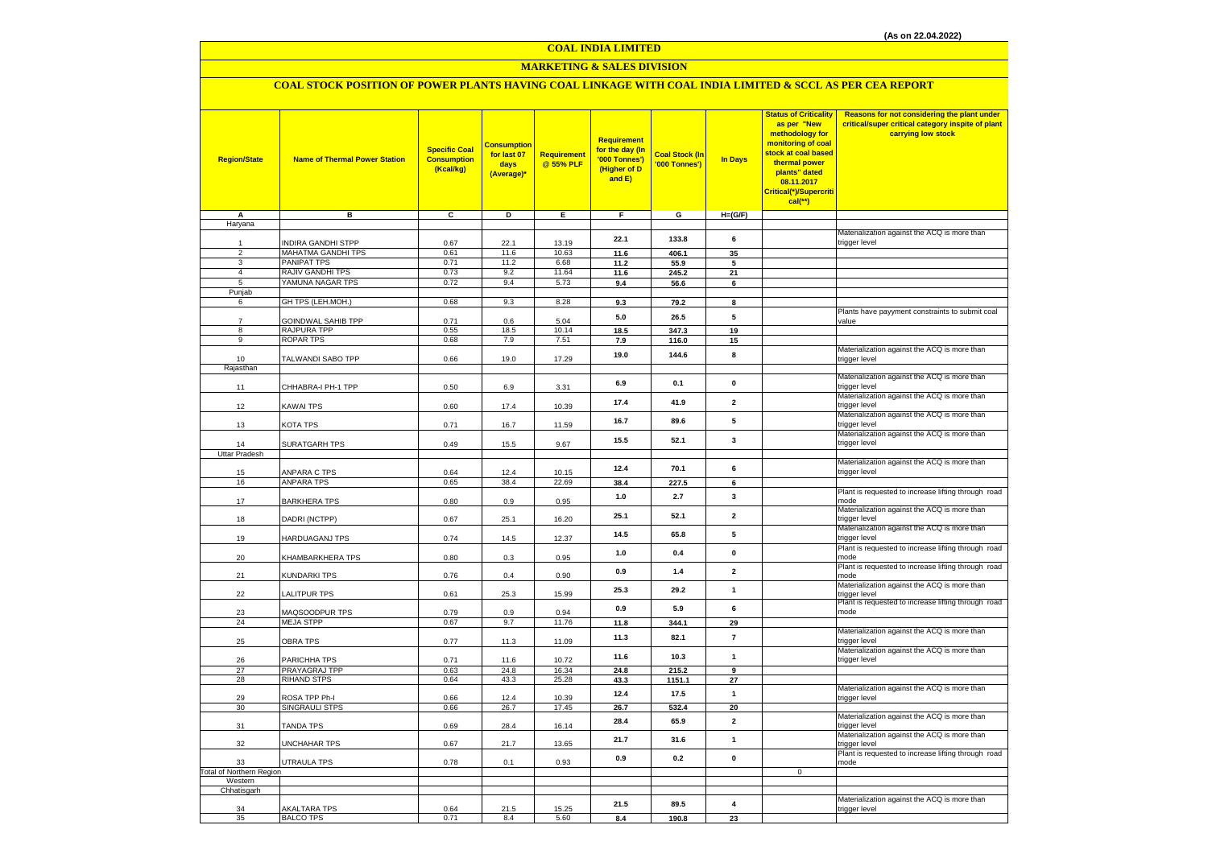(As on 22.04.2022)

# COAL INDIA LIMITED

## MARKETING & SALES DIVISION

### COAL STOCK POSITION OF POWER PLANTS HAVING COAL LINKAGE WITH COAL INDIA LIMITED & SCCL AS PER CEA REPORT

| Region/State | Name of Thermal Power Station | Specific Coal Consumption (Kcal/kg) | Consumption for last 07 days (Average)* | Requirement @ 55% PLF | Requirement for the day (In '000 Tonnes') (Higher of D and E) | Coal Stock (In '000 Tonnes') | In Days | Status of Criticality as per "New methodology for monitoring of coal stock at coal based thermal power plants" dated 08.11.2017 Critical(*)/Supercritical(**) | Reasons for not considering the plant under critical/super critical category inspite of plant carrying low stock |
|---|---|---|---|---|---|---|---|---|---|
| A | B | C | D | E | F | G | H=(G/F) | | |
| Haryana | | | | | | | | | |
| 1 | INDIRA GANDHI STPP | 0.67 | 22.1 | 13.19 | 22.1 | 133.8 | 6 | | Materialization against the ACQ is more than trigger level |
| 2 | MAHATMA GANDHI TPS | 0.61 | 11.6 | 10.63 | 11.6 | 406.1 | 35 | | |
| 3 | PANIPAT TPS | 0.71 | 11.2 | 6.68 | 11.2 | 55.9 | 5 | | |
| 4 | RAJIV GANDHI TPS | 0.73 | 9.2 | 11.64 | 11.6 | 245.2 | 21 | | |
| 5 | YAMUNA NAGAR TPS | 0.72 | 9.4 | 5.73 | 9.4 | 56.6 | 6 | | |
| Punjab | | | | | | | | | |
| 6 | GH TPS (LEH.MOH.) | 0.68 | 9.3 | 8.28 | 9.3 | 79.2 | 8 | | |
| 7 | GOINDWAL SAHIB TPP | 0.71 | 0.6 | 5.04 | 5.0 | 26.5 | 5 | | Plants have payyment constraints to submit coal value |
| 8 | RAJPURA TPP | 0.55 | 18.5 | 10.14 | 18.5 | 347.3 | 19 | | |
| 9 | ROPAR TPS | 0.68 | 7.9 | 7.51 | 7.9 | 116.0 | 15 | | |
| 10 | TALWANDI SABO TPP | 0.66 | 19.0 | 17.29 | 19.0 | 144.6 | 8 | | Materialization against the ACQ is more than trigger level |
| Rajasthan | | | | | | | | | |
| 11 | CHHABRA-I PH-1 TPP | 0.50 | 6.9 | 3.31 | 6.9 | 0.1 | 0 | | Materialization against the ACQ is more than trigger level |
| 12 | KAWAI TPS | 0.60 | 17.4 | 10.39 | 17.4 | 41.9 | 2 | | Materialization against the ACQ is more than trigger level |
| 13 | KOTA TPS | 0.71 | 16.7 | 11.59 | 16.7 | 89.6 | 5 | | Materialization against the ACQ is more than trigger level |
| 14 | SURATGARH TPS | 0.49 | 15.5 | 9.67 | 15.5 | 52.1 | 3 | | Materialization against the ACQ is more than trigger level |
| Uttar Pradesh | | | | | | | | | |
| 15 | ANPARA C TPS | 0.64 | 12.4 | 10.15 | 12.4 | 70.1 | 6 | | Materialization against the ACQ is more than trigger level |
| 16 | ANPARA TPS | 0.65 | 38.4 | 22.69 | 38.4 | 227.5 | 6 | | |
| 17 | BARKHERA TPS | 0.80 | 0.9 | 0.95 | 1.0 | 2.7 | 3 | | Plant is requested to increase lifting through road mode |
| 18 | DADRI (NCTPP) | 0.67 | 25.1 | 16.20 | 25.1 | 52.1 | 2 | | Materialization against the ACQ is more than trigger level |
| 19 | HARDUAGANJ TPS | 0.74 | 14.5 | 12.37 | 14.5 | 65.8 | 5 | | Materialization against the ACQ is more than trigger level |
| 20 | KHAMBARKHERA TPS | 0.80 | 0.3 | 0.95 | 1.0 | 0.4 | 0 | | Plant is requested to increase lifting through road mode |
| 21 | KUNDARKI TPS | 0.76 | 0.4 | 0.90 | 0.9 | 1.4 | 2 | | Plant is requested to increase lifting through road mode |
| 22 | LALITPUR TPS | 0.61 | 25.3 | 15.99 | 25.3 | 29.2 | 1 | | Materialization against the ACQ is more than trigger level |
| 23 | MAQSOODPUR TPS | 0.79 | 0.9 | 0.94 | 0.9 | 5.9 | 6 | | Plant is requested to increase lifting through road mode |
| 24 | MEJA STPP | 0.67 | 9.7 | 11.76 | 11.8 | 344.1 | 29 | | |
| 25 | OBRA TPS | 0.77 | 11.3 | 11.09 | 11.3 | 82.1 | 7 | | Materialization against the ACQ is more than trigger level |
| 26 | PARICHHA TPS | 0.71 | 11.6 | 10.72 | 11.6 | 10.3 | 1 | | Materialization against the ACQ is more than trigger level |
| 27 | PRAYAGRAJ TPP | 0.63 | 24.8 | 16.34 | 24.8 | 215.2 | 9 | | |
| 28 | RIHAND STPS | 0.64 | 43.3 | 25.28 | 43.3 | 1151.1 | 27 | | |
| 29 | ROSA TPP Ph-I | 0.66 | 12.4 | 10.39 | 12.4 | 17.5 | 1 | | Materialization against the ACQ is more than trigger level |
| 30 | SINGRAULI STPS | 0.66 | 26.7 | 17.45 | 26.7 | 532.4 | 20 | | |
| 31 | TANDA TPS | 0.69 | 28.4 | 16.14 | 28.4 | 65.9 | 2 | | Materialization against the ACQ is more than trigger level |
| 32 | UNCHAHAR TPS | 0.67 | 21.7 | 13.65 | 21.7 | 31.6 | 1 | | Materialization against the ACQ is more than trigger level |
| 33 | UTRAULA TPS | 0.78 | 0.1 | 0.93 | 0.9 | 0.2 | 0 | | Plant is requested to increase lifting through road mode |
| Total of Northern Region | | | | | | | | 0 | |
| Western | | | | | | | | | |
| Chhatisgarh | | | | | | | | | |
| 34 | AKALTARA TPS | 0.64 | 21.5 | 15.25 | 21.5 | 89.5 | 4 | | Materialization against the ACQ is more than trigger level |
| 35 | BALCO TPS | 0.71 | 8.4 | 5.60 | 8.4 | 190.8 | 23 | | |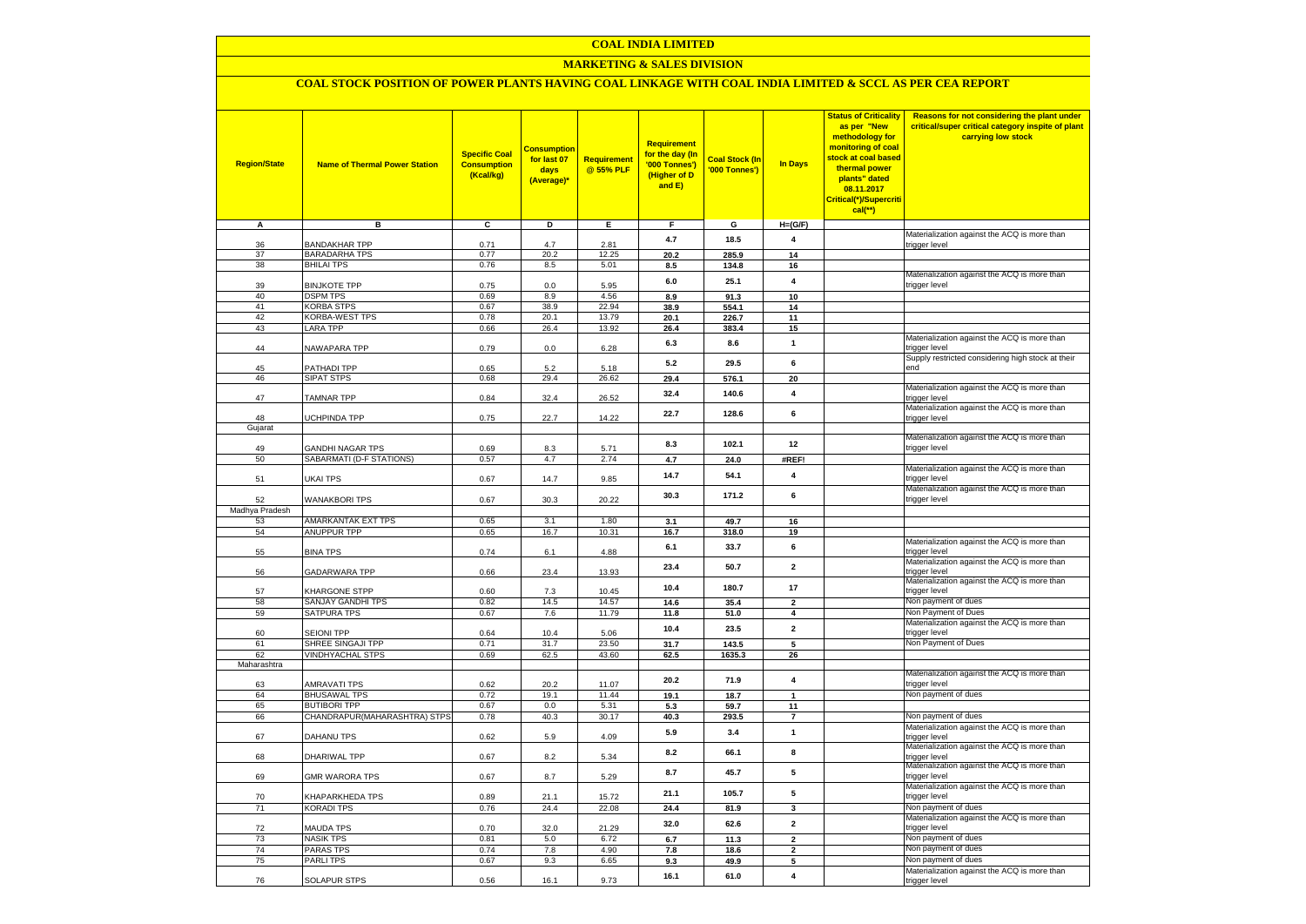# COAL INDIA LIMITED

## MARKETING & SALES DIVISION

### COAL STOCK POSITION OF POWER PLANTS HAVING COAL LINKAGE WITH COAL INDIA LIMITED & SCCL AS PER CEA REPORT

| Region/State | Name of Thermal Power Station | Specific Coal Consumption (Kcal/kg) | Consumption for last 07 days (Average)* | Requirement @ 55% PLF | Requirement for the day (In '000 Tonnes') (Higher of D and E) | Coal Stock (In '000 Tonnes') | In Days | Status of Criticality as per "New methodology for monitoring of coal stock at coal based thermal power plants" dated 08.11.2017 Critical(*)/Supercritical(**) | Reasons for not considering the plant under critical/super critical category inspite of plant carrying low stock |
|---|---|---|---|---|---|---|---|---|---|
| A | B | C | D | E | F | G | H=(G/F) | | |
| 36 | BANDAKHAR TPP | 0.71 | 4.7 | 2.81 | 4.7 | 18.5 | 4 | | Materialization against the ACQ is more than trigger level |
| 37 | BARADARHA TPS | 0.77 | 20.2 | 12.25 | 20.2 | 285.9 | 14 | | |
| 38 | BHILAI TPS | 0.76 | 8.5 | 5.01 | 8.5 | 134.8 | 16 | | |
| 39 | BINJKOTE TPP | 0.75 | 0.0 | 5.95 | 6.0 | 25.1 | 4 | | Materialization against the ACQ is more than trigger level |
| 40 | DSPM TPS | 0.69 | 8.9 | 4.56 | 8.9 | 91.3 | 10 | | |
| 41 | KORBA STPS | 0.67 | 38.9 | 22.94 | 38.9 | 554.1 | 14 | | |
| 42 | KORBA-WEST TPS | 0.78 | 20.1 | 13.79 | 20.1 | 226.7 | 11 | | |
| 43 | LARA TPP | 0.66 | 26.4 | 13.92 | 26.4 | 383.4 | 15 | | |
| 44 | NAWAPARA TPP | 0.79 | 0.0 | 6.28 | 6.3 | 8.6 | 1 | | Materialization against the ACQ is more than trigger level |
| 45 | PATHADI TPP | 0.65 | 5.2 | 5.18 | 5.2 | 29.5 | 6 | | Supply restricted considering high stock at their end |
| 46 | SIPAT STPS | 0.68 | 29.4 | 26.62 | 29.4 | 576.1 | 20 | | |
| 47 | TAMNAR TPP | 0.84 | 32.4 | 26.52 | 32.4 | 140.6 | 4 | | Materialization against the ACQ is more than trigger level |
| 48 | UCHPINDA TPP | 0.75 | 22.7 | 14.22 | 22.7 | 128.6 | 6 | | Materialization against the ACQ is more than trigger level |
| Gujarat | | | | | | | | | |
| 49 | GANDHI NAGAR TPS | 0.69 | 8.3 | 5.71 | 8.3 | 102.1 | 12 | | Materialization against the ACQ is more than trigger level |
| 50 | SABARMATI (D-F STATIONS) | 0.57 | 4.7 | 2.74 | 4.7 | 24.0 | #REF! | | |
| 51 | UKAI TPS | 0.67 | 14.7 | 9.85 | 14.7 | 54.1 | 4 | | Materialization against the ACQ is more than trigger level |
| 52 | WANAKBORI TPS | 0.67 | 30.3 | 20.22 | 30.3 | 171.2 | 6 | | Materialization against the ACQ is more than trigger level |
| Madhya Pradesh | | | | | | | | | |
| 53 | AMARKANTAK EXT TPS | 0.65 | 3.1 | 1.80 | 3.1 | 49.7 | 16 | | |
| 54 | ANUPPUR TPP | 0.65 | 16.7 | 10.31 | 16.7 | 318.0 | 19 | | |
| 55 | BINA TPS | 0.74 | 6.1 | 4.88 | 6.1 | 33.7 | 6 | | Materialization against the ACQ is more than trigger level |
| 56 | GADARWARA TPP | 0.66 | 23.4 | 13.93 | 23.4 | 50.7 | 2 | | Materialization against the ACQ is more than trigger level |
| 57 | KHARGONE STPP | 0.60 | 7.3 | 10.45 | 10.4 | 180.7 | 17 | | Materialization against the ACQ is more than trigger level |
| 58 | SANJAY GANDHI TPS | 0.82 | 14.5 | 14.57 | 14.6 | 35.4 | 2 | | Non payment of dues |
| 59 | SATPURA TPS | 0.67 | 7.6 | 11.79 | 11.8 | 51.0 | 4 | | Non Payment of Dues |
| 60 | SEIONI TPP | 0.64 | 10.4 | 5.06 | 10.4 | 23.5 | 2 | | Materialization against the ACQ is more than trigger level |
| 61 | SHREE SINGAJI TPP | 0.71 | 31.7 | 23.50 | 31.7 | 143.5 | 5 | | Non Payment of Dues |
| 62 | VINDHYACHAL STPS | 0.69 | 62.5 | 43.60 | 62.5 | 1635.3 | 26 | | |
| Maharashtra | | | | | | | | | |
| 63 | AMRAVATI TPS | 0.62 | 20.2 | 11.07 | 20.2 | 71.9 | 4 | | Materialization against the ACQ is more than trigger level |
| 64 | BHUSAWAL TPS | 0.72 | 19.1 | 11.44 | 19.1 | 18.7 | 1 | | Non payment of dues |
| 65 | BUTIBORI TPP | 0.67 | 0.0 | 5.31 | 5.3 | 59.7 | 11 | | |
| 66 | CHANDRAPUR(MAHARASHTRA) STPS | 0.78 | 40.3 | 30.17 | 40.3 | 293.5 | 7 | | Non payment of dues |
| 67 | DAHANU TPS | 0.62 | 5.9 | 4.09 | 5.9 | 3.4 | 1 | | Materialization against the ACQ is more than trigger level |
| 68 | DHARIWAL TPP | 0.67 | 8.2 | 5.34 | 8.2 | 66.1 | 8 | | Materialization against the ACQ is more than trigger level |
| 69 | GMR WARORA TPS | 0.67 | 8.7 | 5.29 | 8.7 | 45.7 | 5 | | Materialization against the ACQ is more than trigger level |
| 70 | KHAPARKHEDA TPS | 0.89 | 21.1 | 15.72 | 21.1 | 105.7 | 5 | | Materialization against the ACQ is more than trigger level |
| 71 | KORADI TPS | 0.76 | 24.4 | 22.08 | 24.4 | 81.9 | 3 | | Non payment of dues |
| 72 | MAUDA TPS | 0.70 | 32.0 | 21.29 | 32.0 | 62.6 | 2 | | Materialization against the ACQ is more than trigger level |
| 73 | NASIK TPS | 0.81 | 5.0 | 6.72 | 6.7 | 11.3 | 2 | | Non payment of dues |
| 74 | PARAS TPS | 0.74 | 7.8 | 4.90 | 7.8 | 18.6 | 2 | | Non payment of dues |
| 75 | PARLI TPS | 0.67 | 9.3 | 6.65 | 9.3 | 49.9 | 5 | | Non payment of dues |
| 76 | SOLAPUR STPS | 0.56 | 16.1 | 9.73 | 16.1 | 61.0 | 4 | | Materialization against the ACQ is more than trigger level |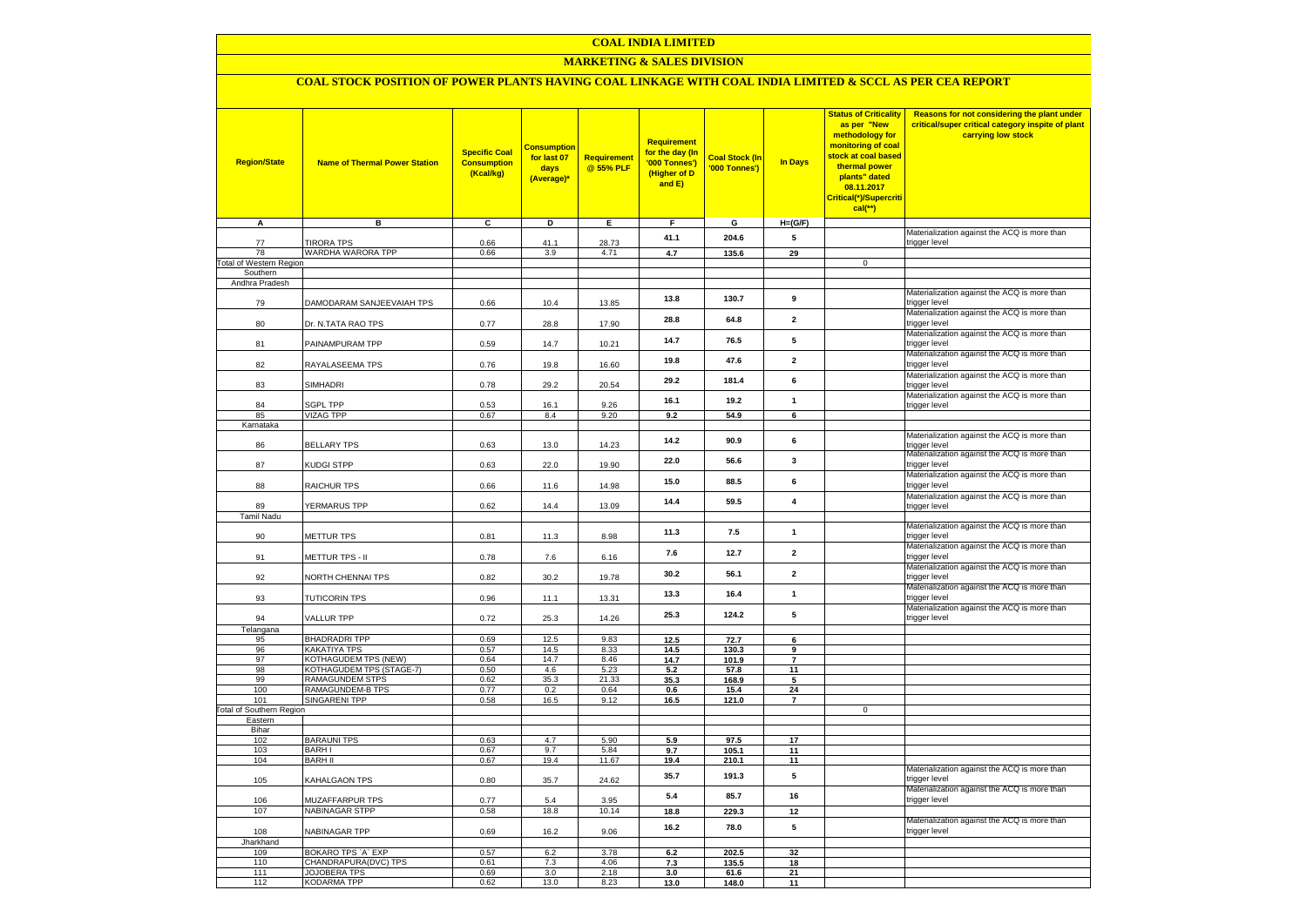# COAL INDIA LIMITED

## MARKETING & SALES DIVISION

### COAL STOCK POSITION OF POWER PLANTS HAVING COAL LINKAGE WITH COAL INDIA LIMITED & SCCL AS PER CEA REPORT

| Region/State | Name of Thermal Power Station | Specific Coal Consumption (Kcal/kg) | Consumption for last 07 days (Average)* | Requirement @ 55% PLF | Requirement for the day (In '000 Tonnes') (Higher of D and E) | Coal Stock (In '000 Tonnes') | In Days | Status of Criticality as per "New methodology for monitoring of coal stock at coal based thermal power plants" dated 08.11.2017 Critical(*)/Supercritical(**) | Reasons for not considering the plant under critical/super critical category inspite of plant carrying low stock |
|---|---|---|---|---|---|---|---|---|---|
| A | B | C | D | E | F | G | H=(G/F) | | |
| 77 | TIRORA TPS | 0.66 | 41.1 | 28.73 | 41.1 | 204.6 | 5 | | Materialization against the ACQ is more than trigger level |
| 78 | WARDHA WARORA TPP | 0.66 | 3.9 | 4.71 | 4.7 | 135.6 | 29 | | |
| Total of Western Region | | | | | | | | 0 | |
| Southern | | | | | | | | | |
| Andhra Pradesh | | | | | | | | | |
| 79 | DAMODARAM SANJEEVAIAH TPS | 0.66 | 10.4 | 13.85 | 13.8 | 130.7 | 9 | | Materialization against the ACQ is more than trigger level |
| 80 | Dr. N.TATA RAO TPS | 0.77 | 28.8 | 17.90 | 28.8 | 64.8 | 2 | | Materialization against the ACQ is more than trigger level |
| 81 | PAINAMPURAM TPP | 0.59 | 14.7 | 10.21 | 14.7 | 76.5 | 5 | | Materialization against the ACQ is more than trigger level |
| 82 | RAYALASEEMA TPS | 0.76 | 19.8 | 16.60 | 19.8 | 47.6 | 2 | | Materialization against the ACQ is more than trigger level |
| 83 | SIMHADRI | 0.78 | 29.2 | 20.54 | 29.2 | 181.4 | 6 | | Materialization against the ACQ is more than trigger level |
| 84 | SGPL TPP | 0.53 | 16.1 | 9.26 | 16.1 | 19.2 | 1 | | Materialization against the ACQ is more than trigger level |
| 85 | VIZAG TPP | 0.67 | 8.4 | 9.20 | 9.2 | 54.9 | 6 | | |
| Karnataka | | | | | | | | | |
| 86 | BELLARY TPS | 0.63 | 13.0 | 14.23 | 14.2 | 90.9 | 6 | | Materialization against the ACQ is more than trigger level |
| 87 | KUDGI STPP | 0.63 | 22.0 | 19.90 | 22.0 | 56.6 | 3 | | Materialization against the ACQ is more than trigger level |
| 88 | RAICHUR TPS | 0.66 | 11.6 | 14.98 | 15.0 | 88.5 | 6 | | Materialization against the ACQ is more than trigger level |
| 89 | YERMARUS TPP | 0.62 | 14.4 | 13.09 | 14.4 | 59.5 | 4 | | Materialization against the ACQ is more than trigger level |
| Tamil Nadu | | | | | | | | | |
| 90 | METTUR TPS | 0.81 | 11.3 | 8.98 | 11.3 | 7.5 | 1 | | Materialization against the ACQ is more than trigger level |
| 91 | METTUR TPS - II | 0.78 | 7.6 | 6.16 | 7.6 | 12.7 | 2 | | Materialization against the ACQ is more than trigger level |
| 92 | NORTH CHENNAI TPS | 0.82 | 30.2 | 19.78 | 30.2 | 56.1 | 2 | | Materialization against the ACQ is more than trigger level |
| 93 | TUTICORIN TPS | 0.96 | 11.1 | 13.31 | 13.3 | 16.4 | 1 | | Materialization against the ACQ is more than trigger level |
| 94 | VALLUR TPP | 0.72 | 25.3 | 14.26 | 25.3 | 124.2 | 5 | | Materialization against the ACQ is more than trigger level |
| Telangana | | | | | | | | | |
| 95 | BHADRADRI TPP | 0.69 | 12.5 | 9.83 | 12.5 | 72.7 | 6 | | |
| 96 | KAKATIYA TPS | 0.57 | 14.5 | 8.33 | 14.5 | 130.3 | 9 | | |
| 97 | KOTHAGUDEM TPS (NEW) | 0.64 | 14.7 | 8.46 | 14.7 | 101.9 | 7 | | |
| 98 | KOTHAGUDEM TPS (STAGE-7) | 0.50 | 4.6 | 5.23 | 5.2 | 57.8 | 11 | | |
| 99 | RAMAGUNDEM STPS | 0.62 | 35.3 | 21.33 | 35.3 | 168.9 | 5 | | |
| 100 | RAMAGUNDEM-B TPS | 0.77 | 0.2 | 0.64 | 0.6 | 15.4 | 24 | | |
| 101 | SINGARENI TPP | 0.58 | 16.5 | 9.12 | 16.5 | 121.0 | 7 | | |
| Total of Southern Region | | | | | | | | 0 | |
| Eastern | | | | | | | | | |
| Bihar | | | | | | | | | |
| 102 | BARAUNI TPS | 0.63 | 4.7 | 5.90 | 5.9 | 97.5 | 17 | | |
| 103 | BARH I | 0.67 | 9.7 | 5.84 | 9.7 | 105.1 | 11 | | |
| 104 | BARH II | 0.67 | 19.4 | 11.67 | 19.4 | 210.1 | 11 | | |
| 105 | KAHALGAON TPS | 0.80 | 35.7 | 24.62 | 35.7 | 191.3 | 5 | | Materialization against the ACQ is more than trigger level |
| 106 | MUZAFFARPUR TPS | 0.77 | 5.4 | 3.95 | 5.4 | 85.7 | 16 | | Materialization against the ACQ is more than trigger level |
| 107 | NABINAGAR STPP | 0.58 | 18.8 | 10.14 | 18.8 | 229.3 | 12 | | |
| 108 | NABINAGAR TPP | 0.69 | 16.2 | 9.06 | 16.2 | 78.0 | 5 | | Materialization against the ACQ is more than trigger level |
| Jharkhand | | | | | | | | | |
| 109 | BOKARO TPS `A` EXP | 0.57 | 6.2 | 3.78 | 6.2 | 202.5 | 32 | | |
| 110 | CHANDRAPURA(DVC) TPS | 0.61 | 7.3 | 4.06 | 7.3 | 135.5 | 18 | | |
| 111 | JOJOBERA TPS | 0.69 | 3.0 | 2.18 | 3.0 | 61.6 | 21 | | |
| 112 | KODARMA TPP | 0.62 | 13.0 | 8.23 | 13.0 | 148.0 | 11 | | |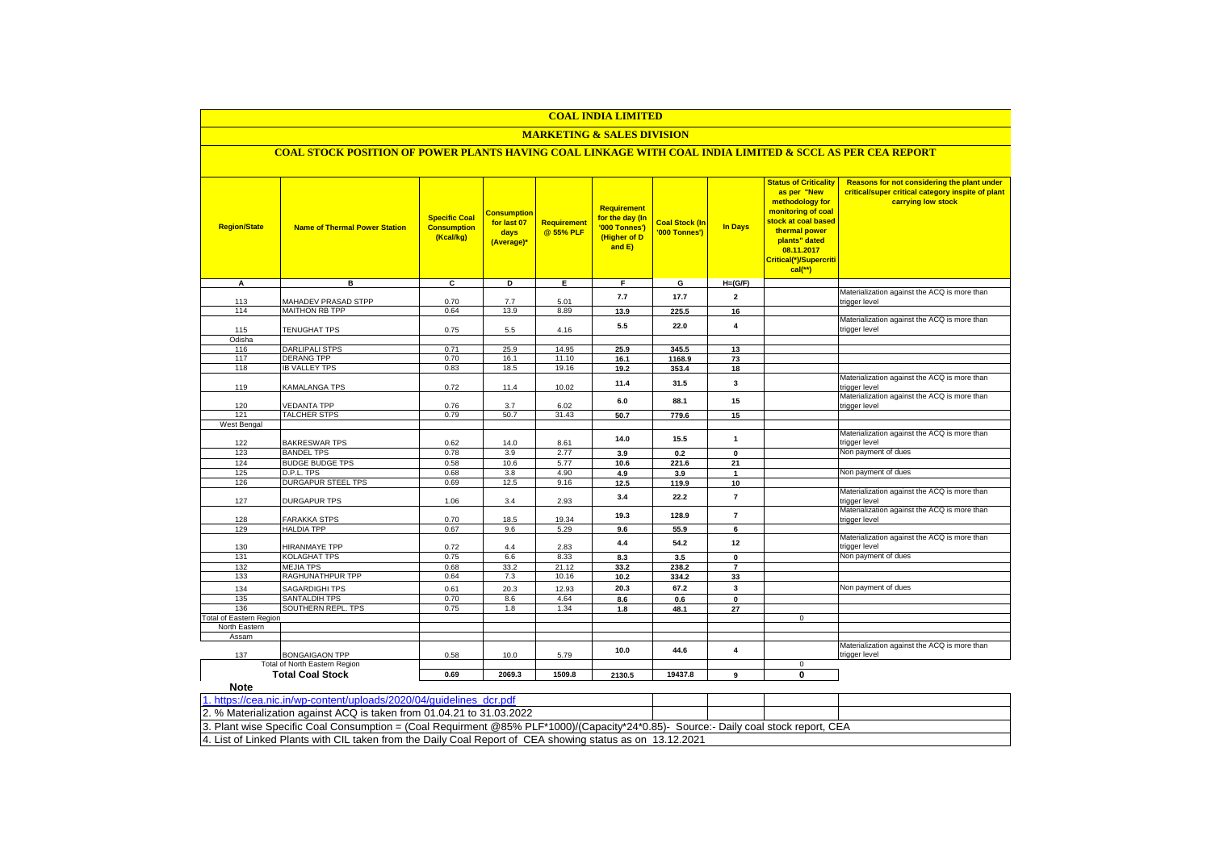# COAL INDIA LIMITED

## MARKETING & SALES DIVISION

### COAL STOCK POSITION OF POWER PLANTS HAVING COAL LINKAGE WITH COAL INDIA LIMITED & SCCL AS PER CEA REPORT

| Region/State | Name of Thermal Power Station | Specific Coal Consumption (Kcal/kg) | Consumption for last 07 days (Average)* | Requirement @ 55% PLF | Requirement for the day (In '000 Tonnes') (Higher of D and E) | Coal Stock (In '000 Tonnes') | In Days | Status of Criticality as per "New methodology for monitoring of coal stock at coal based thermal power plants" dated 08.11.2017 Critical(*)/Supercritical(**) | Reasons for not considering the plant under critical/super critical category inspite of plant carrying low stock |
|---|---|---|---|---|---|---|---|---|---|
| A | B | C | D | E | F | G | H=(G/F) | | |
| 113 | MAHADEV PRASAD STPP | 0.70 | 7.7 | 5.01 | 7.7 | 17.7 | 2 | | Materialization against the ACQ is more than trigger level |
| 114 | MAITHON RB TPP | 0.64 | 13.9 | 8.89 | 13.9 | 225.5 | 16 | | |
| 115 | TENUGHAT TPS | 0.75 | 5.5 | 4.16 | 5.5 | 22.0 | 4 | | Materialization against the ACQ is more than trigger level |
| Odisha | | | | | | | | | |
| 116 | DARLIPALI STPS | 0.71 | 25.9 | 14.95 | 25.9 | 345.5 | 13 | | |
| 117 | DERANG TPP | 0.70 | 16.1 | 11.10 | 16.1 | 1168.9 | 73 | | |
| 118 | IB VALLEY TPS | 0.83 | 18.5 | 19.16 | 19.2 | 353.4 | 18 | | |
| 119 | KAMALANGA TPS | 0.72 | 11.4 | 10.02 | 11.4 | 31.5 | 3 | | Materialization against the ACQ is more than trigger level |
| 120 | VEDANTA TPP | 0.76 | 3.7 | 6.02 | 6.0 | 88.1 | 15 | | Materialization against the ACQ is more than trigger level |
| 121 | TALCHER STPS | 0.79 | 50.7 | 31.43 | 50.7 | 779.6 | 15 | | |
| West Bengal | | | | | | | | | |
| 122 | BAKRESWAR TPS | 0.62 | 14.0 | 8.61 | 14.0 | 15.5 | 1 | | Materialization against the ACQ is more than trigger level |
| 123 | BANDEL TPS | 0.78 | 3.9 | 2.77 | 3.9 | 0.2 | 0 | | Non payment of dues |
| 124 | BUDGE BUDGE TPS | 0.58 | 10.6 | 5.77 | 10.6 | 221.6 | 21 | | |
| 125 | D.P.L. TPS | 0.68 | 3.8 | 4.90 | 4.9 | 3.9 | 1 | | Non payment of dues |
| 126 | DURGAPUR STEEL TPS | 0.69 | 12.5 | 9.16 | 12.5 | 119.9 | 10 | | |
| 127 | DURGAPUR TPS | 1.06 | 3.4 | 2.93 | 3.4 | 22.2 | 7 | | Materialization against the ACQ is more than trigger level |
| 128 | FARAKKA STPS | 0.70 | 18.5 | 19.34 | 19.3 | 128.9 | 7 | | Materialization against the ACQ is more than trigger level |
| 129 | HALDIA TPP | 0.67 | 9.6 | 5.29 | 9.6 | 55.9 | 6 | | |
| 130 | HIRANMAYE TPP | 0.72 | 4.4 | 2.83 | 4.4 | 54.2 | 12 | | Materialization against the ACQ is more than trigger level |
| 131 | KOLAGHAT TPS | 0.75 | 6.6 | 8.33 | 8.3 | 3.5 | 0 | | Non payment of dues |
| 132 | MEJIA TPS | 0.68 | 33.2 | 21.12 | 33.2 | 238.2 | 7 | | |
| 133 | RAGHUNATHPUR TPP | 0.64 | 7.3 | 10.16 | 10.2 | 334.2 | 33 | | |
| 134 | SAGARDIGHI TPS | 0.61 | 20.3 | 12.93 | 20.3 | 67.2 | 3 | | Non payment of dues |
| 135 | SANTALDIH TPS | 0.70 | 8.6 | 4.64 | 8.6 | 0.6 | 0 | | |
| 136 | SOUTHERN REPL. TPS | 0.75 | 1.8 | 1.34 | 1.8 | 48.1 | 27 | | |
| Total of Eastern Region | | | | | | | | 0 | |
| North Eastern | | | | | | | | | |
| Assam | | | | | | | | | |
| 137 | BONGAIGAON TPP | 0.58 | 10.0 | 5.79 | 10.0 | 44.6 | 4 | | Materialization against the ACQ is more than trigger level |
| Total of North Eastern Region | | | | | | | | 0 | |
| **Total Coal Stock** | | 0.69 | 2069.3 | 1509.8 | 2130.5 | 19437.8 | 9 | **0** | |

**Note**

1. https://cea.nic.in/wp-content/uploads/2020/04/guidelines_dcr.pdf
2. % Materialization against ACQ is taken from 01.04.21 to 31.03.2022
3. Plant wise Specific Coal Consumption = (Coal Requirment @85% PLF*1000)/(Capacity*24*0.85)- Source:- Daily coal stock report, CEA
4. List of Linked Plants with CIL taken from the Daily Coal Report of CEA showing status as on 13.12.2021